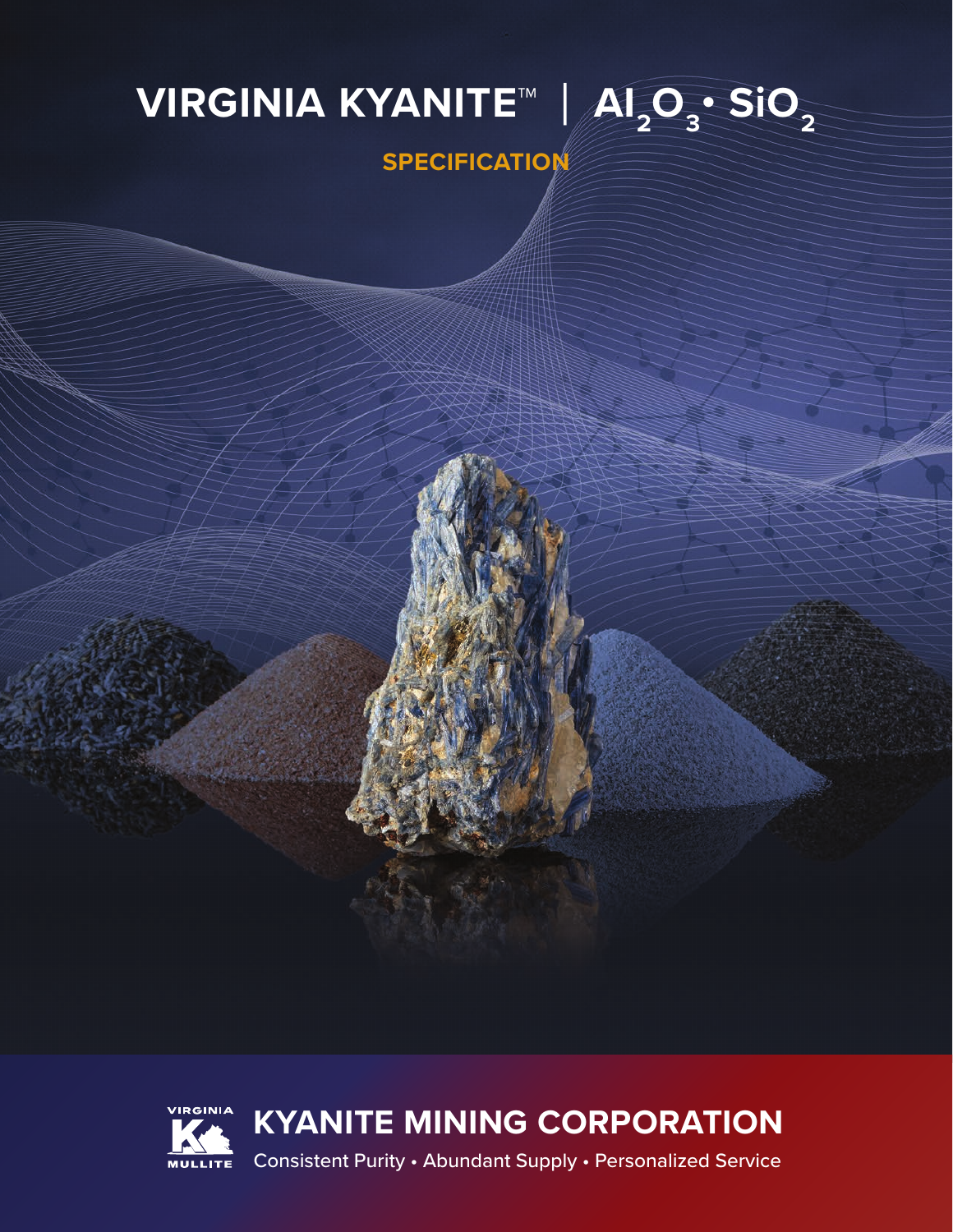# VIRGINIA KYANITE™ | $Al_2O_3 \cdot SiO_2$

## SPECIFICATION

VIRGINIA KYANITE MULLITE

## KYANITE MINING CORPORATION

Consistent Purity • Abundant Supply • Personalized Service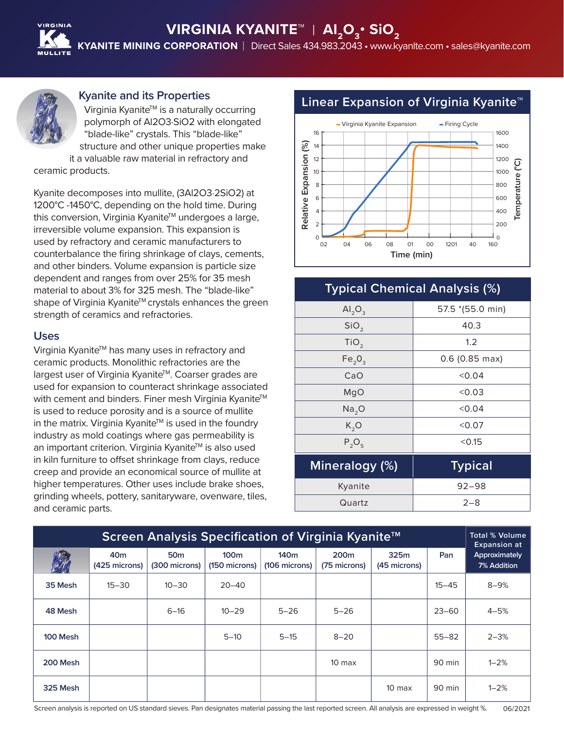# VIRGINIA KYANITE™ | $Al_2O_3 \cdot SiO_2$

**KYANITE MINING CORPORATION** | Direct Sales 434.983.2043 • www.kyanlte.com • sales@kyanite.com

## Kyanite and its Properties

Virginia Kyanite™ is a naturally occurring polymorph of Al2O3·SiO2 with elongated "blade-like" crystals. This "blade-like" structure and other unique properties make it a valuable raw material in refractory and ceramic products.

Kyanite decomposes into mullite, (3Al2O3·2SiO2) at 1200°C -1450°C, depending on the hold time. During this conversion, Virginia Kyanite™ undergoes a large, irreversible volume expansion. This expansion is used by refractory and ceramic manufacturers to counterbalance the firing shrinkage of clays, cements, and other binders. Volume expansion is particle size dependent and ranges from over 25% for 35 mesh material to about 3% for 325 mesh. The "blade-like" shape of Virginia Kyanite™ crystals enhances the green strength of ceramics and refractories.

## Uses

Virginia Kyanite™ has many uses in refractory and ceramic products. Monolithic refractories are the largest user of Virginia Kyanite™. Coarser grades are used for expansion to counteract shrinkage associated with cement and binders. Finer mesh Virginia Kyanite™ is used to reduce porosity and is a source of mullite in the matrix. Virginia Kyanite™ is used in the foundry industry as mold coatings where gas permeability is an important criterion. Virginia Kyanite™ is also used in kiln furniture to offset shrinkage from clays, reduce creep and provide an economical source of mullite at higher temperatures. Other uses include brake shoes, grinding wheels, pottery, sanitaryware, ovenware, tiles, and ceramic parts.

## Linear Expansion of Virginia Kyanite™

Virginia Kyanite Expansion
Firing Cycle
Relative Expansion (%)
16
14
12
10
8
6
4
2
0
Temperature (°C)
1600
1400
1200
1000
800
600
400
200
0
02 04 06 08 01 00 1201 40 160
Time (min)

## Typical Chemical Analysis (%)

| | |
|---|---|
| $Al_2O_3$ | 57.5 *(55.0 min) |
| $SiO_2$ | 40.3 |
| $TiO_2$ | 1.2 |
| $Fe_2O_3$ | 0.6 (0.85 max) |
| CaO | <0.04 |
| MgO | <0.03 |
| $Na_2O$ | <0.04 |
| $K_2O$ | <0.07 |
| $P_2O_5$ | <0.15 |

| Mineralogy (%) | Typical |
|---|---|
| Kyanite | 92–98 |
| Quartz | 2–8 |

## Screen Analysis Specification of Virginia Kyanite™

| | 40m (425 microns) | 50m (300 microns) | 100m (150 microns) | 140m (106 microns) | 200m (75 microns) | 325m (45 microns) | Pan | Total % Volume Expansion at Approximately 7% Addition |
|---|---|---|---|---|---|---|---|---|
| **35 Mesh** | 15–30 | 10–30 | 20–40 | | | | 15–45 | 8–9% |
| **48 Mesh** | | 6–16 | 10–29 | 5–26 | 5–26 | | 23–60 | 4–5% |
| **100 Mesh** | | | 5–10 | 5–15 | 8–20 | | 55–82 | 2–3% |
| **200 Mesh** | | | | | 10 max | | 90 min | 1–2% |
| **325 Mesh** | | | | | | 10 max | 90 min | 1–2% |

Screen analysis is reported on US standard sieves. Pan designates material passing the last reported screen. All analysis are expressed in weight %.

06/2021